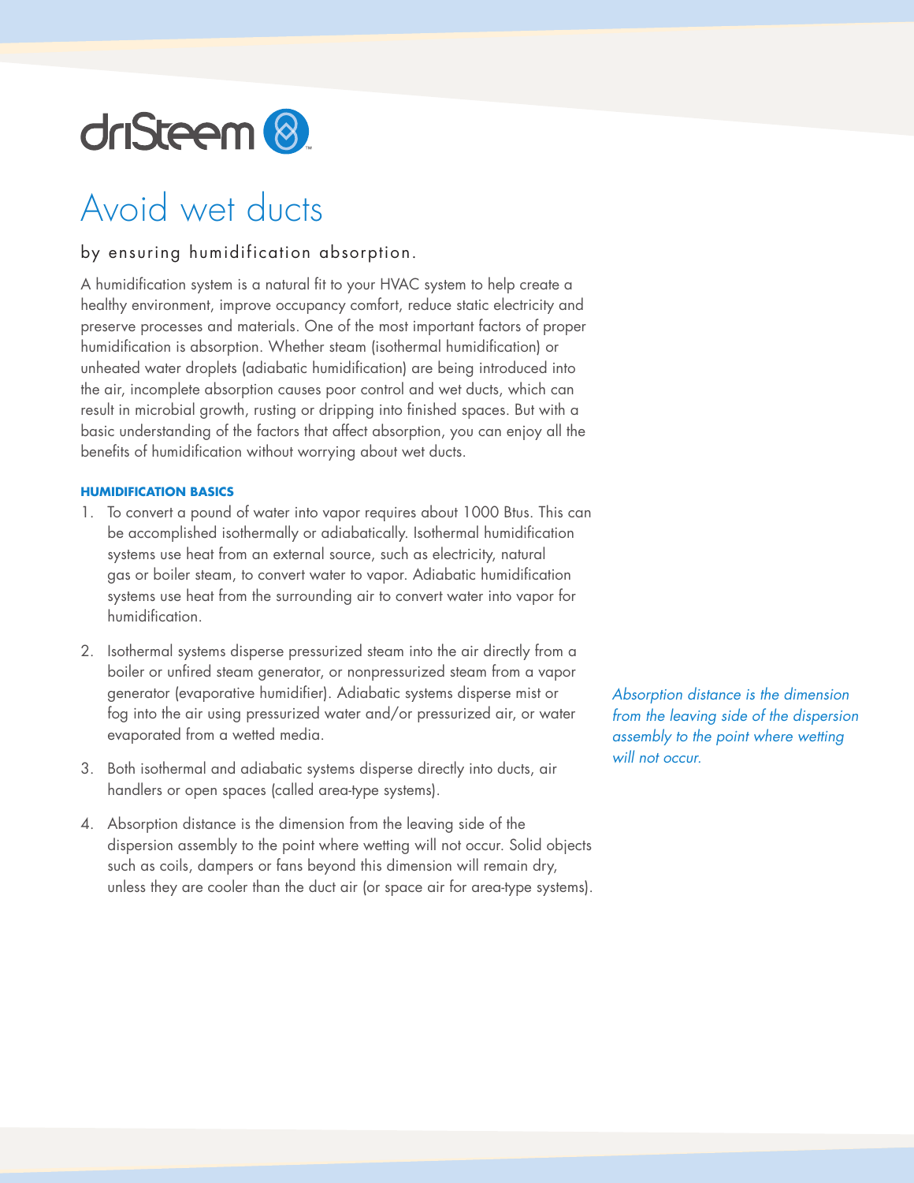driSteem

# Avoid wet ducts

by ensuring humidification absorption.

A humidification system is a natural fit to your HVAC system to help create a healthy environment, improve occupancy comfort, reduce static electricity and preserve processes and materials. One of the most important factors of proper humidification is absorption. Whether steam (isothermal humidification) or unheated water droplets (adiabatic humidification) are being introduced into the air, incomplete absorption causes poor control and wet ducts, which can result in microbial growth, rusting or dripping into finished spaces. But with a basic understanding of the factors that affect absorption, you can enjoy all the benefits of humidification without worrying about wet ducts.

**HUMIDIFICATION BASICS**

1. To convert a pound of water into vapor requires about 1000 Btus. This can be accomplished isothermally or adiabatically. Isothermal humidification systems use heat from an external source, such as electricity, natural gas or boiler steam, to convert water to vapor. Adiabatic humidification systems use heat from the surrounding air to convert water into vapor for humidification.

2. Isothermal systems disperse pressurized steam into the air directly from a boiler or unfired steam generator, or nonpressurized steam from a vapor generator (evaporative humidifier). Adiabatic systems disperse mist or fog into the air using pressurized water and/or pressurized air, or water evaporated from a wetted media.

3. Both isothermal and adiabatic systems disperse directly into ducts, air handlers or open spaces (called area-type systems).

4. Absorption distance is the dimension from the leaving side of the dispersion assembly to the point where wetting will not occur. Solid objects such as coils, dampers or fans beyond this dimension will remain dry, unless they are cooler than the duct air (or space air for area-type systems).

*Absorption distance is the dimension from the leaving side of the dispersion assembly to the point where wetting will not occur.*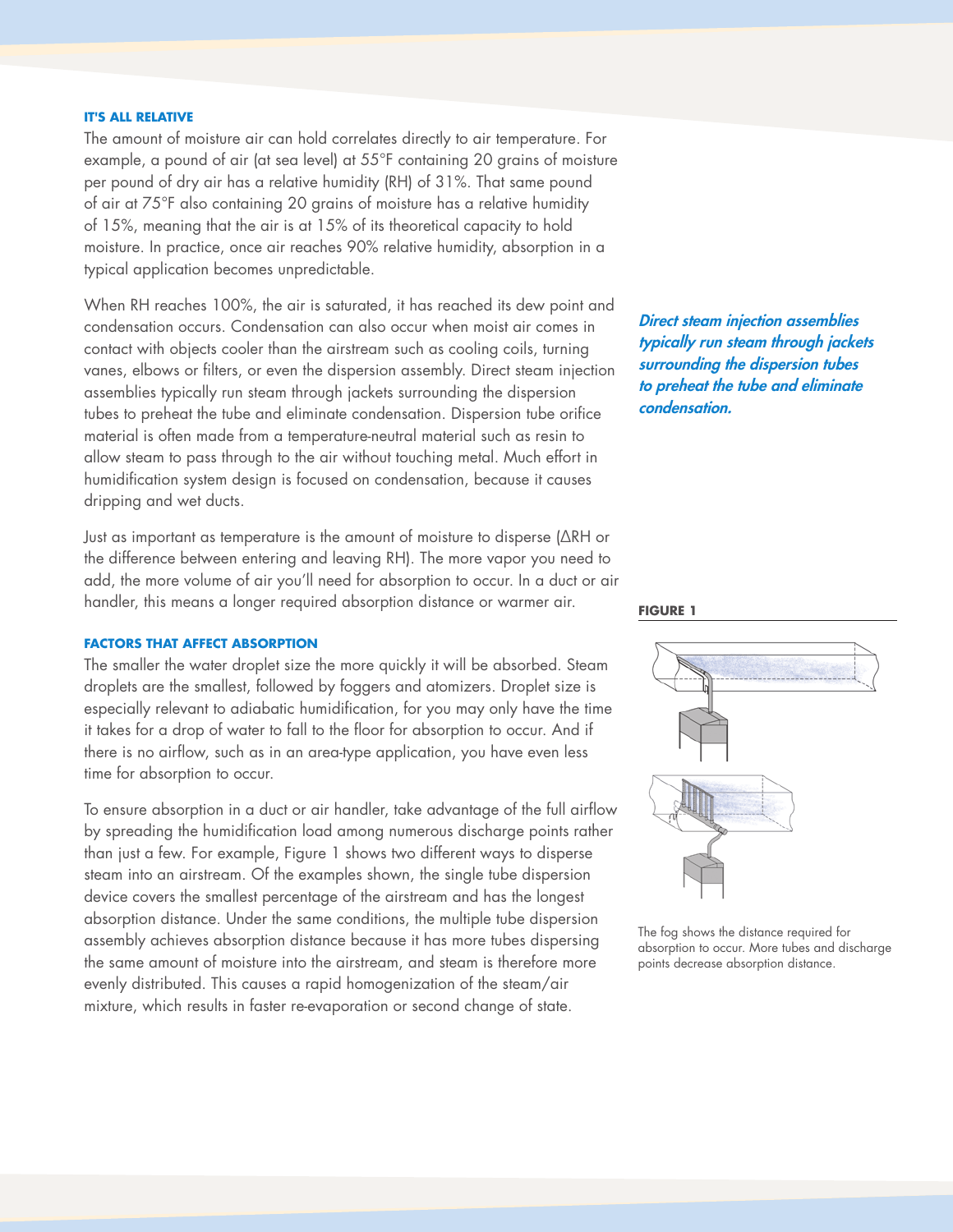### IT'S ALL RELATIVE

The amount of moisture air can hold correlates directly to air temperature. For example, a pound of air (at sea level) at 55°F containing 20 grains of moisture per pound of dry air has a relative humidity (RH) of 31%. That same pound of air at 75°F also containing 20 grains of moisture has a relative humidity of 15%, meaning that the air is at 15% of its theoretical capacity to hold moisture. In practice, once air reaches 90% relative humidity, absorption in a typical application becomes unpredictable.

When RH reaches 100%, the air is saturated, it has reached its dew point and condensation occurs. Condensation can also occur when moist air comes in contact with objects cooler than the airstream such as cooling coils, turning vanes, elbows or filters, or even the dispersion assembly. Direct steam injection assemblies typically run steam through jackets surrounding the dispersion tubes to preheat the tube and eliminate condensation. Dispersion tube orifice material is often made from a temperature-neutral material such as resin to allow steam to pass through to the air without touching metal. Much effort in humidification system design is focused on condensation, because it causes dripping and wet ducts.

*Direct steam injection assemblies typically run steam through jackets surrounding the dispersion tubes to preheat the tube and eliminate condensation.*

Just as important as temperature is the amount of moisture to disperse (ΔRH or the difference between entering and leaving RH). The more vapor you need to add, the more volume of air you'll need for absorption to occur. In a duct or air handler, this means a longer required absorption distance or warmer air.

### FACTORS THAT AFFECT ABSORPTION

The smaller the water droplet size the more quickly it will be absorbed. Steam droplets are the smallest, followed by foggers and atomizers. Droplet size is especially relevant to adiabatic humidification, for you may only have the time it takes for a drop of water to fall to the floor for absorption to occur. And if there is no airflow, such as in an area-type application, you have even less time for absorption to occur.

To ensure absorption in a duct or air handler, take advantage of the full airflow by spreading the humidification load among numerous discharge points rather than just a few. For example, Figure 1 shows two different ways to disperse steam into an airstream. Of the examples shown, the single tube dispersion device covers the smallest percentage of the airstream and has the longest absorption distance. Under the same conditions, the multiple tube dispersion assembly achieves absorption distance because it has more tubes dispersing the same amount of moisture into the airstream, and steam is therefore more evenly distributed. This causes a rapid homogenization of the steam/air mixture, which results in faster re-evaporation or second change of state.

**FIGURE 1**

The fog shows the distance required for absorption to occur. More tubes and discharge points decrease absorption distance.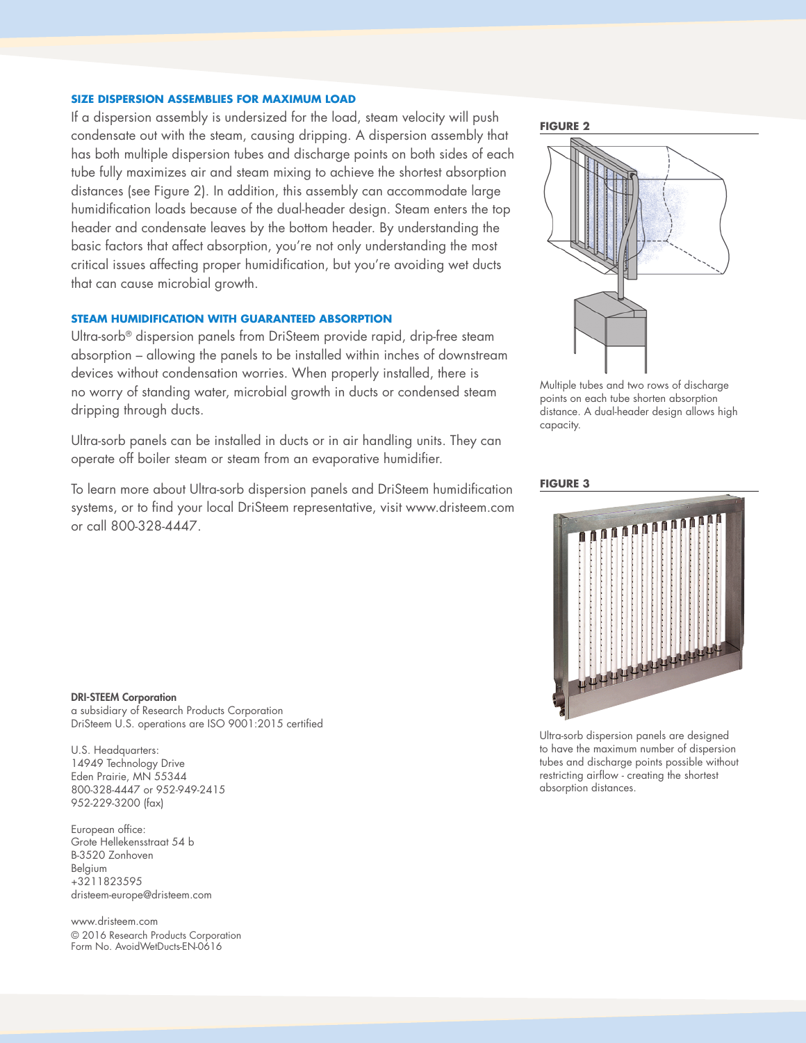### SIZE DISPERSION ASSEMBLIES FOR MAXIMUM LOAD

If a dispersion assembly is undersized for the load, steam velocity will push condensate out with the steam, causing dripping. A dispersion assembly that has both multiple dispersion tubes and discharge points on both sides of each tube fully maximizes air and steam mixing to achieve the shortest absorption distances (see Figure 2). In addition, this assembly can accommodate large humidification loads because of the dual-header design. Steam enters the top header and condensate leaves by the bottom header. By understanding the basic factors that affect absorption, you're not only understanding the most critical issues affecting proper humidification, but you're avoiding wet ducts that can cause microbial growth.

### STEAM HUMIDIFICATION WITH GUARANTEED ABSORPTION

Ultra-sorb® dispersion panels from DriSteem provide rapid, drip-free steam absorption – allowing the panels to be installed within inches of downstream devices without condensation worries. When properly installed, there is no worry of standing water, microbial growth in ducts or condensed steam dripping through ducts.

Ultra-sorb panels can be installed in ducts or in air handling units. They can operate off boiler steam or steam from an evaporative humidifier.

To learn more about Ultra-sorb dispersion panels and DriSteem humidification systems, or to find your local DriSteem representative, visit www.dristeem.com or call 800-328-4447.

**FIGURE 2**

Multiple tubes and two rows of discharge points on each tube shorten absorption distance. A dual-header design allows high capacity.

**FIGURE 3**

Ultra-sorb dispersion panels are designed to have the maximum number of dispersion tubes and discharge points possible without restricting airflow - creating the shortest absorption distances.

**DRI-STEEM Corporation**
a subsidiary of Research Products Corporation
DriSteem U.S. operations are ISO 9001:2015 certified

U.S. Headquarters:
14949 Technology Drive
Eden Prairie, MN 55344
800-328-4447 or 952-949-2415
952-229-3200 (fax)

European office:
Grote Hellekensstraat 54 b
B-3520 Zonhoven
Belgium
+3211823595
dristeem-europe@dristeem.com

www.dristeem.com
© 2016 Research Products Corporation
Form No. AvoidWetDucts-EN-0616